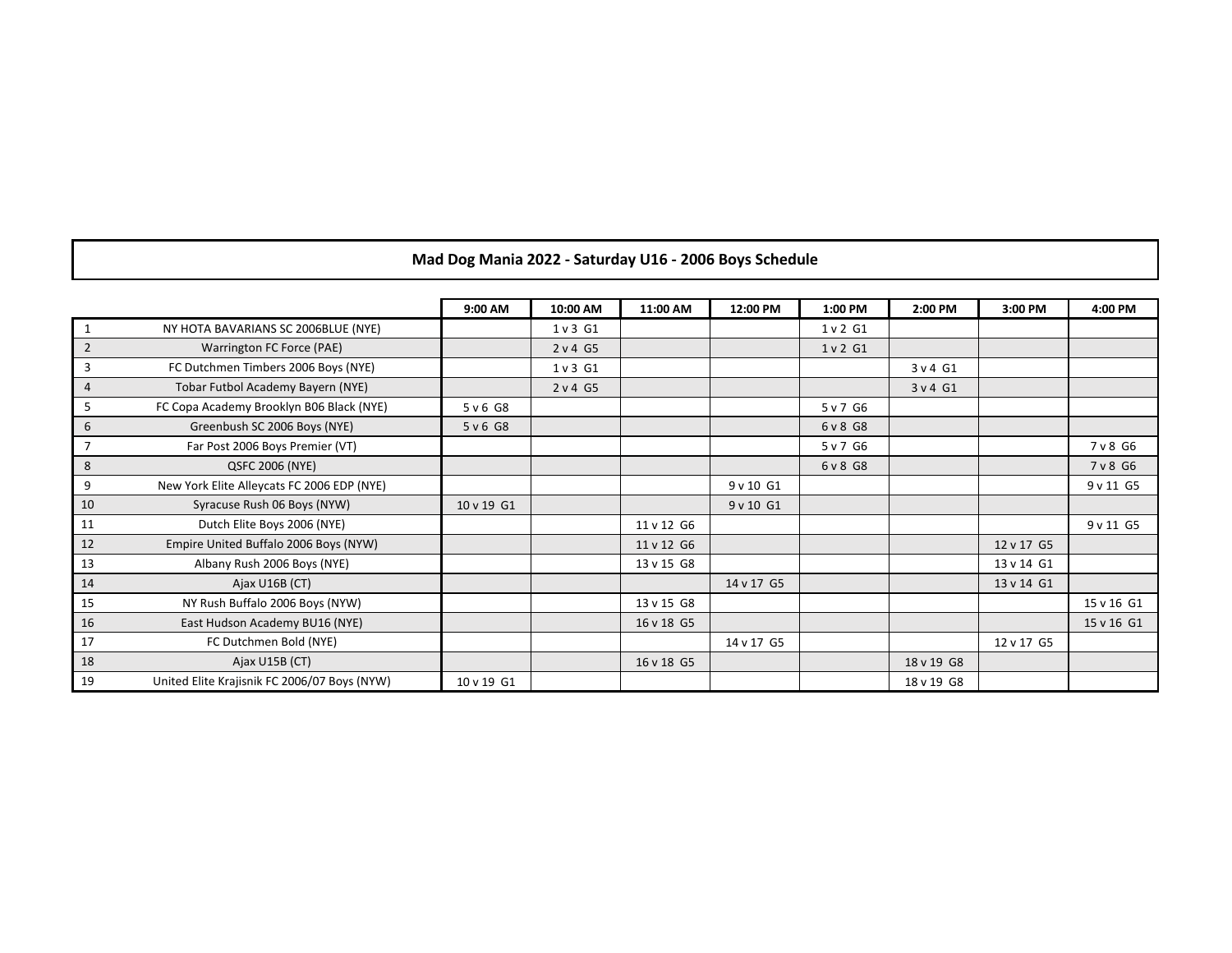## Mad Dog Mania 2022 - Saturday U16 - 2006 Boys Schedule

| | | 9:00 AM | 10:00 AM | 11:00 AM | 12:00 PM | 1:00 PM | 2:00 PM | 3:00 PM | 4:00 PM |
|---|---|---|---|---|---|---|---|---|---|
| 1 | NY HOTA BAVARIANS SC 2006BLUE (NYE) | | 1 v 3 G1 | | | 1 v 2 G1 | | | |
| 2 | Warrington FC Force (PAE) | | 2 v 4 G5 | | | 1 v 2 G1 | | | |
| 3 | FC Dutchmen Timbers 2006 Boys (NYE) | | 1 v 3 G1 | | | | 3 v 4 G1 | | |
| 4 | Tobar Futbol Academy Bayern (NYE) | | 2 v 4 G5 | | | | 3 v 4 G1 | | |
| 5 | FC Copa Academy Brooklyn B06 Black (NYE) | 5 v 6 G8 | | | | 5 v 7 G6 | | | |
| 6 | Greenbush SC 2006 Boys (NYE) | 5 v 6 G8 | | | | 6 v 8 G8 | | | |
| 7 | Far Post 2006 Boys Premier (VT) | | | | | 5 v 7 G6 | | | 7 v 8 G6 |
| 8 | QSFC 2006 (NYE) | | | | | 6 v 8 G8 | | | 7 v 8 G6 |
| 9 | New York Elite Alleycats FC 2006 EDP (NYE) | | | | 9 v 10 G1 | | | | 9 v 11 G5 |
| 10 | Syracuse Rush 06 Boys (NYW) | 10 v 19 G1 | | | 9 v 10 G1 | | | | |
| 11 | Dutch Elite Boys 2006 (NYE) | | | 11 v 12 G6 | | | | | 9 v 11 G5 |
| 12 | Empire United Buffalo 2006 Boys (NYW) | | | 11 v 12 G6 | | | | 12 v 17 G5 | |
| 13 | Albany Rush 2006 Boys (NYE) | | | 13 v 15 G8 | | | | 13 v 14 G1 | |
| 14 | Ajax U16B (CT) | | | | 14 v 17 G5 | | | 13 v 14 G1 | |
| 15 | NY Rush Buffalo 2006 Boys (NYW) | | | 13 v 15 G8 | | | | | 15 v 16 G1 |
| 16 | East Hudson Academy BU16 (NYE) | | | 16 v 18 G5 | | | | | 15 v 16 G1 |
| 17 | FC Dutchmen Bold (NYE) | | | | 14 v 17 G5 | | | 12 v 17 G5 | |
| 18 | Ajax U15B (CT) | | | 16 v 18 G5 | | | 18 v 19 G8 | | |
| 19 | United Elite Krajisnik FC 2006/07 Boys (NYW) | 10 v 19 G1 | | | | | 18 v 19 G8 | | |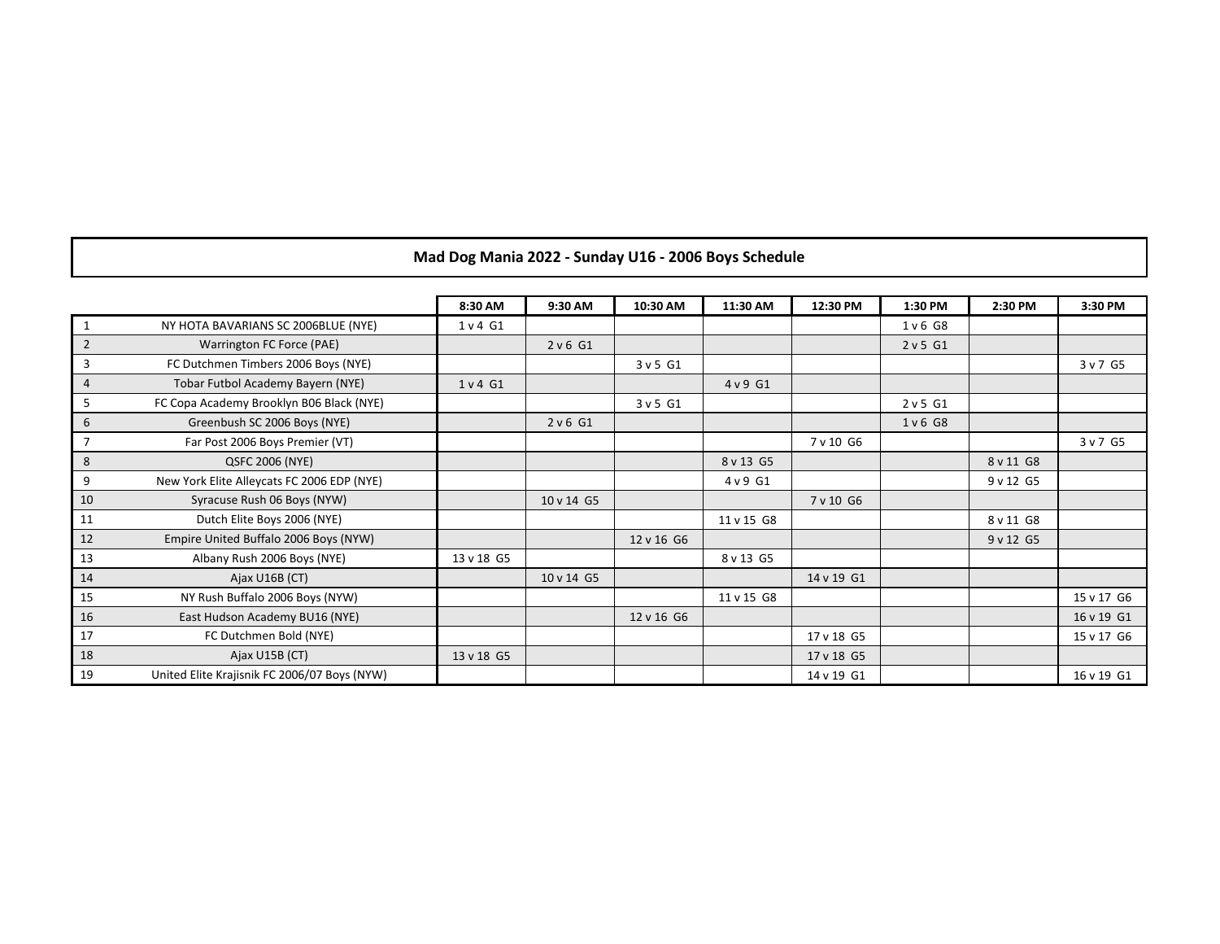## Mad Dog Mania 2022 - Sunday U16 - 2006 Boys Schedule

| | | 8:30 AM | 9:30 AM | 10:30 AM | 11:30 AM | 12:30 PM | 1:30 PM | 2:30 PM | 3:30 PM |
|---|---|---|---|---|---|---|---|---|---|
| 1 | NY HOTA BAVARIANS SC 2006BLUE (NYE) | 1 v 4 G1 | | | | | 1 v 6 G8 | | |
| 2 | Warrington FC Force (PAE) | | 2 v 6 G1 | | | | 2 v 5 G1 | | |
| 3 | FC Dutchmen Timbers 2006 Boys (NYE) | | | 3 v 5 G1 | | | | | 3 v 7 G5 |
| 4 | Tobar Futbol Academy Bayern (NYE) | 1 v 4 G1 | | | 4 v 9 G1 | | | | |
| 5 | FC Copa Academy Brooklyn B06 Black (NYE) | | | 3 v 5 G1 | | | 2 v 5 G1 | | |
| 6 | Greenbush SC 2006 Boys (NYE) | | 2 v 6 G1 | | | | 1 v 6 G8 | | |
| 7 | Far Post 2006 Boys Premier (VT) | | | | | 7 v 10 G6 | | | 3 v 7 G5 |
| 8 | QSFC 2006 (NYE) | | | | 8 v 13 G5 | | | 8 v 11 G8 | |
| 9 | New York Elite Alleycats FC 2006 EDP (NYE) | | | | 4 v 9 G1 | | | 9 v 12 G5 | |
| 10 | Syracuse Rush 06 Boys (NYW) | | 10 v 14 G5 | | | 7 v 10 G6 | | | |
| 11 | Dutch Elite Boys 2006 (NYE) | | | | 11 v 15 G8 | | | 8 v 11 G8 | |
| 12 | Empire United Buffalo 2006 Boys (NYW) | | | 12 v 16 G6 | | | | 9 v 12 G5 | |
| 13 | Albany Rush 2006 Boys (NYE) | 13 v 18 G5 | | | 8 v 13 G5 | | | | |
| 14 | Ajax U16B (CT) | | 10 v 14 G5 | | | 14 v 19 G1 | | | |
| 15 | NY Rush Buffalo 2006 Boys (NYW) | | | | 11 v 15 G8 | | | | 15 v 17 G6 |
| 16 | East Hudson Academy BU16 (NYE) | | | 12 v 16 G6 | | | | | 16 v 19 G1 |
| 17 | FC Dutchmen Bold (NYE) | | | | | 17 v 18 G5 | | | 15 v 17 G6 |
| 18 | Ajax U15B (CT) | 13 v 18 G5 | | | | 17 v 18 G5 | | | |
| 19 | United Elite Krajisnik FC 2006/07 Boys (NYW) | | | | | 14 v 19 G1 | | | 16 v 19 G1 |